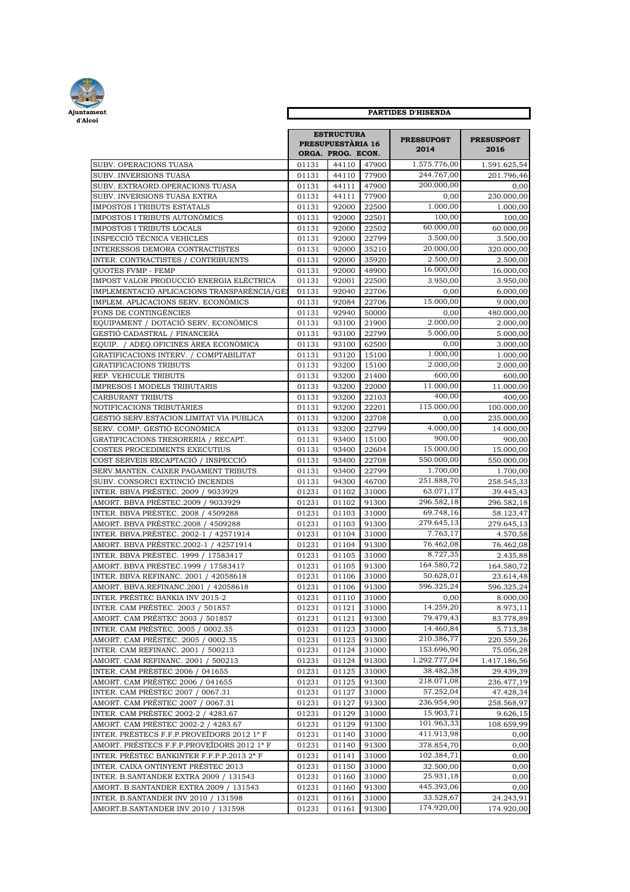Ajuntament d'Alcoi

## PARTIDES D'HISENDA

| | ESTRUCTURA PRESSUPUESTÀRIA 16 ORGA. | PROG. | ECON. | PRESSUPOST 2014 | PRESUSPOST 2016 |
|---|---|---|---|---|---|
| SUBV. OPERACIONS TUASA | 01131 | 44110 | 47900 | 1.575.776,00 | 1.591.625,54 |
| SUBV. INVERSIONS TUASA | 01131 | 44110 | 77900 | 244.767,00 | 201.796,46 |
| SUBV. EXTRAORD.OPERACIONS TUASA | 01131 | 44111 | 47900 | 200.000,00 | 0,00 |
| SUBV. INVERSIONS TUASA EXTRA | 01131 | 44111 | 77900 | 0,00 | 230.000,00 |
| IMPOSTOS I TRIBUTS ESTATALS | 01131 | 92000 | 22500 | 1.000,00 | 1.000,00 |
| IMPOSTOS I TRIBUTS AUTONÒMICS | 01131 | 92000 | 22501 | 100,00 | 100,00 |
| IMPOSTOS I TRIBUTS LOCALS | 01131 | 92000 | 22502 | 60.000,00 | 60.000,00 |
| INSPECCIÓ TÈCNICA VEHICLES | 01131 | 92000 | 22799 | 3.500,00 | 3.500,00 |
| INTERESSOS DEMORA CONTRACTISTES | 01131 | 92000 | 35210 | 20.000,00 | 320.000,00 |
| INTER. CONTRACTISTES / CONTRIBUENTS | 01131 | 92000 | 35920 | 2.500,00 | 2.500,00 |
| QUOTES FVMP - FEMP | 01131 | 92000 | 48900 | 16.000,00 | 16.000,00 |
| IMPOST VALOR PRODUCCIÓ ENERGIA ELÈCTRICA | 01131 | 92001 | 22500 | 3.950,00 | 3.950,00 |
| IMPLEMENTACIÓ APLICACIONS TRANSPARÈNCIA/GES | 01131 | 92040 | 22706 | 0,00 | 6.000,00 |
| IMPLEM. APLICACIONS SERV. ECONÒMICS | 01131 | 92084 | 22706 | 15.000,00 | 9.000,00 |
| FONS DE CONTINGÈNCIES | 01131 | 92940 | 50000 | 0,00 | 480.000,00 |
| EQUIPAMENT / DOTACIÓ SERV. ECONÒMICS | 01131 | 93100 | 21900 | 2.000,00 | 2.000,00 |
| GESTIÓ CADASTRAL / FINANCERA | 01131 | 93100 | 22799 | 5.000,00 | 5.000,00 |
| EQUIP. / ADEQ.OFICINES ÀREA ECONÒMICA | 01131 | 93100 | 62500 | 0,00 | 3.000,00 |
| GRATIFICACIONS INTERV. / COMPTABILITAT | 01131 | 93120 | 15100 | 1.000,00 | 1.000,00 |
| GRATIFICACIONS TRIBUTS | 01131 | 93200 | 15100 | 2.000,00 | 2.000,00 |
| REP. VEHICULE TRIBUTS | 01131 | 93200 | 21400 | 600,00 | 600,00 |
| IMPRESOS I MODELS TRIBUTARIS | 01131 | 93200 | 22000 | 11.000,00 | 11.000,00 |
| CARBURANT TRIBUTS | 01131 | 93200 | 22103 | 400,00 | 400,00 |
| NOTIFICACIONS TRIBUTÀRIES | 01131 | 93200 | 22201 | 115.000,00 | 100.000,00 |
| GESTIÓ SERV.ESTACION.LIMITAT VIA PUBLICA | 01131 | 93200 | 22708 | 0,00 | 235.000,00 |
| SERV. COMP. GESTIÓ ECONÒMICA | 01131 | 93200 | 22799 | 4.000,00 | 14.000,00 |
| GRATIFICACIONS TRESORERIA / RECAPT. | 01131 | 93400 | 15100 | 900,00 | 900,00 |
| COSTES PROCEDIMENTS EXECUTIUS | 01131 | 93400 | 22604 | 15.000,00 | 15.000,00 |
| COST SERVEIS RECAPTACIÓ / INSPECCIÓ | 01131 | 93400 | 22708 | 550.000,00 | 550.000,00 |
| SERV.MANTEN. CAIXER PAGAMENT TRIBUTS | 01131 | 93400 | 22799 | 1.700,00 | 1.700,00 |
| SUBV. CONSORCI EXTINCIÓ INCENDIS | 01131 | 94300 | 46700 | 251.888,70 | 258.545,33 |
| INTER. BBVA PRÉSTEC. 2009 / 9033929 | 01231 | 01102 | 31000 | 63.071,17 | 39.445,43 |
| AMORT. BBVA PRÉSTEC.2009 / 9033929 | 01231 | 01102 | 91300 | 296.582,18 | 296.582,18 |
| INTER. BBVA PRÉSTEC. 2008 / 4509288 | 01231 | 01103 | 31000 | 69.748,16 | 58.123,47 |
| AMORT. BBVA PRÉSTEC.2008 / 4509288 | 01231 | 01103 | 91300 | 279.645,13 | 279.645,13 |
| INTER. BBVA.PRÉSTEC. 2002-1 / 42571914 | 01231 | 01104 | 31000 | 7.763,17 | 4.570,58 |
| AMORT. BBVA PRÉSTEC.2002-1 / 42571914 | 01231 | 01104 | 91300 | 76.462,08 | 76.462,08 |
| INTER. BBVA PRÉSTEC. 1999 / 17583417 | 01231 | 01105 | 31000 | 8.727,35 | 2.435,88 |
| AMORT. BBVA PRÉSTEC.1999 / 17583417 | 01231 | 01105 | 91300 | 164.580,72 | 164.580,72 |
| INTER. BBVA REFINANC. 2001 / 42058618 | 01231 | 01106 | 31000 | 50.628,01 | 23.614,48 |
| AMORT. BBVA.REFINANC.2001 / 42058618 | 01231 | 01106 | 91300 | 596.325,24 | 596.325,24 |
| INTER. PRÉSTEC BANKIA INV 2015-2 | 01231 | 01110 | 31000 | 0,00 | 8.000,00 |
| INTER. CAM PRÉSTEC. 2003 / 501857 | 01231 | 01121 | 31000 | 14.259,20 | 8.973,11 |
| AMORT. CAM PRÉSTEC 2003 / 501857 | 01231 | 01121 | 91300 | 79.479,43 | 83.778,89 |
| INTER. CAM PRÉSTEC. 2005 / 0002.35 | 01231 | 01123 | 31000 | 14.460,84 | 5.713,38 |
| AMORT. CAM PRÉSTEC. 2005 / 0002.35 | 01231 | 01123 | 91300 | 210.386,77 | 220.559,26 |
| INTER. CAM REFINANC. 2001 / 500213 | 01231 | 01124 | 31000 | 153.696,90 | 75.056,28 |
| AMORT. CAM REFINANC. 2001 / 500213 | 01231 | 01124 | 91300 | 1.292.777,04 | 1.417.186,56 |
| INTER. CAM PRÉSTEC 2006 / 041655 | 01231 | 01125 | 31000 | 38.482,38 | 29.439,39 |
| AMORT. CAM PRÉSTEC 2006 / 041655 | 01231 | 01125 | 91300 | 218.071,08 | 236.477,19 |
| INTER. CAM PRÉSTEC 2007 / 0067.31 | 01231 | 01127 | 31000 | 57.252,04 | 47.428,34 |
| AMORT. CAM PRÉSTEC 2007 / 0067.31 | 01231 | 01127 | 91300 | 236.954,90 | 258.568,97 |
| INTER. CAM PRÉSTEC 2002-2 / 4283.67 | 01231 | 01129 | 31000 | 15.903,71 | 9.626,15 |
| AMORT. CAM PRÉSTEC 2002-2 / 4283.67 | 01231 | 01129 | 91300 | 101.963,33 | 108.659,99 |
| INTER. PRÉSTECS F.F.P.PROVEÏDORS 2012 1ª F | 01231 | 01140 | 31000 | 411.913,98 | 0,00 |
| AMORT. PRÉSTECS F.F.P.PROVEÏDORS 2012 1ª F | 01231 | 01140 | 91300 | 378.854,70 | 0,00 |
| INTER. PRÉSTEC BANKINTER F.F.P.P.2013 2ª F | 01231 | 01141 | 31000 | 102.384,71 | 0,00 |
| INTER. CAIXA ONTINYENT PRÉSTEC 2013 | 01231 | 01150 | 31000 | 32.500,00 | 0,00 |
| INTER. B.SANTANDER EXTRA 2009 / 131543 | 01231 | 01160 | 31000 | 25.931,18 | 0,00 |
| AMORT. B.SANTANDER EXTRA 2009 / 131543 | 01231 | 01160 | 91300 | 445.393,06 | 0,00 |
| INTER. B.SANTANDER INV 2010 / 131598 | 01231 | 01161 | 31000 | 33.528,67 | 24.243,91 |
| AMORT.B.SANTANDER INV 2010 / 131598 | 01231 | 01161 | 91300 | 174.920,00 | 174.920,00 |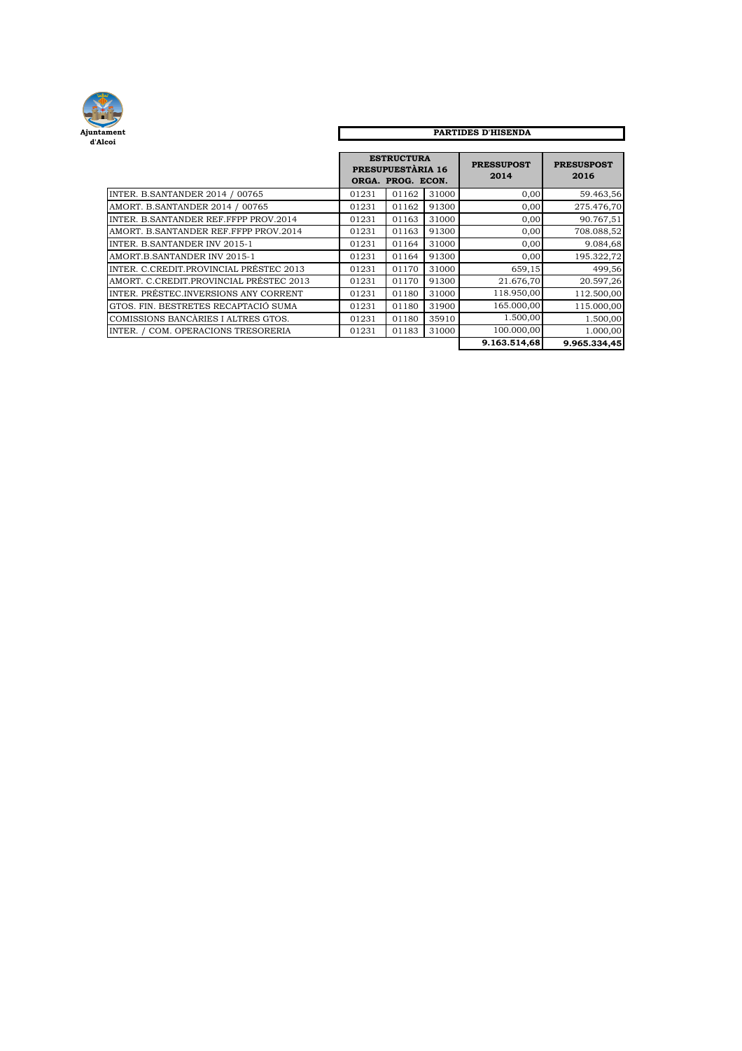Ajuntament d'Alcoi

**PARTIDES D'HISENDA**

| | ESTRUCTURA PRESUPUESTÀRIA 16 ORGA. | PROG. | ECON. | PRESSUPOST 2014 | PRESUSPOST 2016 |
|---|---|---|---|---|---|
| INTER. B.SANTANDER 2014 / 00765 | 01231 | 01162 | 31000 | 0,00 | 59.463,56 |
| AMORT. B.SANTANDER 2014 / 00765 | 01231 | 01162 | 91300 | 0,00 | 275.476,70 |
| INTER. B.SANTANDER REF.FFPP PROV.2014 | 01231 | 01163 | 31000 | 0,00 | 90.767,51 |
| AMORT. B.SANTANDER REF.FFPP PROV.2014 | 01231 | 01163 | 91300 | 0,00 | 708.088,52 |
| INTER. B.SANTANDER INV 2015-1 | 01231 | 01164 | 31000 | 0,00 | 9.084,68 |
| AMORT.B.SANTANDER INV 2015-1 | 01231 | 01164 | 91300 | 0,00 | 195.322,72 |
| INTER. C.CREDIT.PROVINCIAL PRÉSTEC 2013 | 01231 | 01170 | 31000 | 659,15 | 499,56 |
| AMORT. C.CREDIT.PROVINCIAL PRÉSTEC 2013 | 01231 | 01170 | 91300 | 21.676,70 | 20.597,26 |
| INTER. PRÉSTEC.INVERSIONS ANY CORRENT | 01231 | 01180 | 31000 | 118.950,00 | 112.500,00 |
| GTOS. FIN. BESTRETES RECAPTACIÓ SUMA | 01231 | 01180 | 31900 | 165.000,00 | 115.000,00 |
| COMISSIONS BANCÀRIES I ALTRES GTOS. | 01231 | 01180 | 35910 | 1.500,00 | 1.500,00 |
| INTER. / COM. OPERACIONS TRESORERIA | 01231 | 01183 | 31000 | 100.000,00 | 1.000,00 |
| | | | | **9.163.514,68** | **9.965.334,45** |